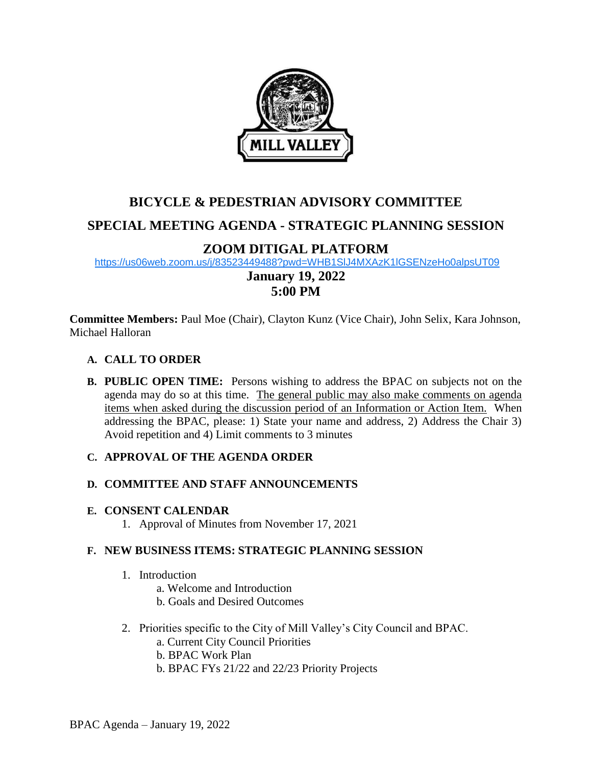MILL VALLEY

# BICYCLE & PEDESTRIAN ADVISORY COMMITTEE

## SPECIAL MEETING AGENDA - STRATEGIC PLANNING SESSION

## ZOOM DITIGAL PLATFORM

https://us06web.zoom.us/j/83523449488?pwd=WHB1SlJ4MXAzK1lGSENzeHo0alpsUT09

**January 19, 2022**
**5:00 PM**

**Committee Members:** Paul Moe (Chair), Clayton Kunz (Vice Chair), John Selix, Kara Johnson, Michael Halloran

**A. CALL TO ORDER**

**B. PUBLIC OPEN TIME:** Persons wishing to address the BPAC on subjects not on the agenda may do so at this time. The general public may also make comments on agenda items when asked during the discussion period of an Information or Action Item. When addressing the BPAC, please: 1) State your name and address, 2) Address the Chair 3) Avoid repetition and 4) Limit comments to 3 minutes

**C. APPROVAL OF THE AGENDA ORDER**

**D. COMMITTEE AND STAFF ANNOUNCEMENTS**

**E. CONSENT CALENDAR**

1. Approval of Minutes from November 17, 2021

**F. NEW BUSINESS ITEMS: STRATEGIC PLANNING SESSION**

1. Introduction
   a. Welcome and Introduction
   b. Goals and Desired Outcomes

2. Priorities specific to the City of Mill Valley's City Council and BPAC.
   a. Current City Council Priorities
   b. BPAC Work Plan
   b. BPAC FYs 21/22 and 22/23 Priority Projects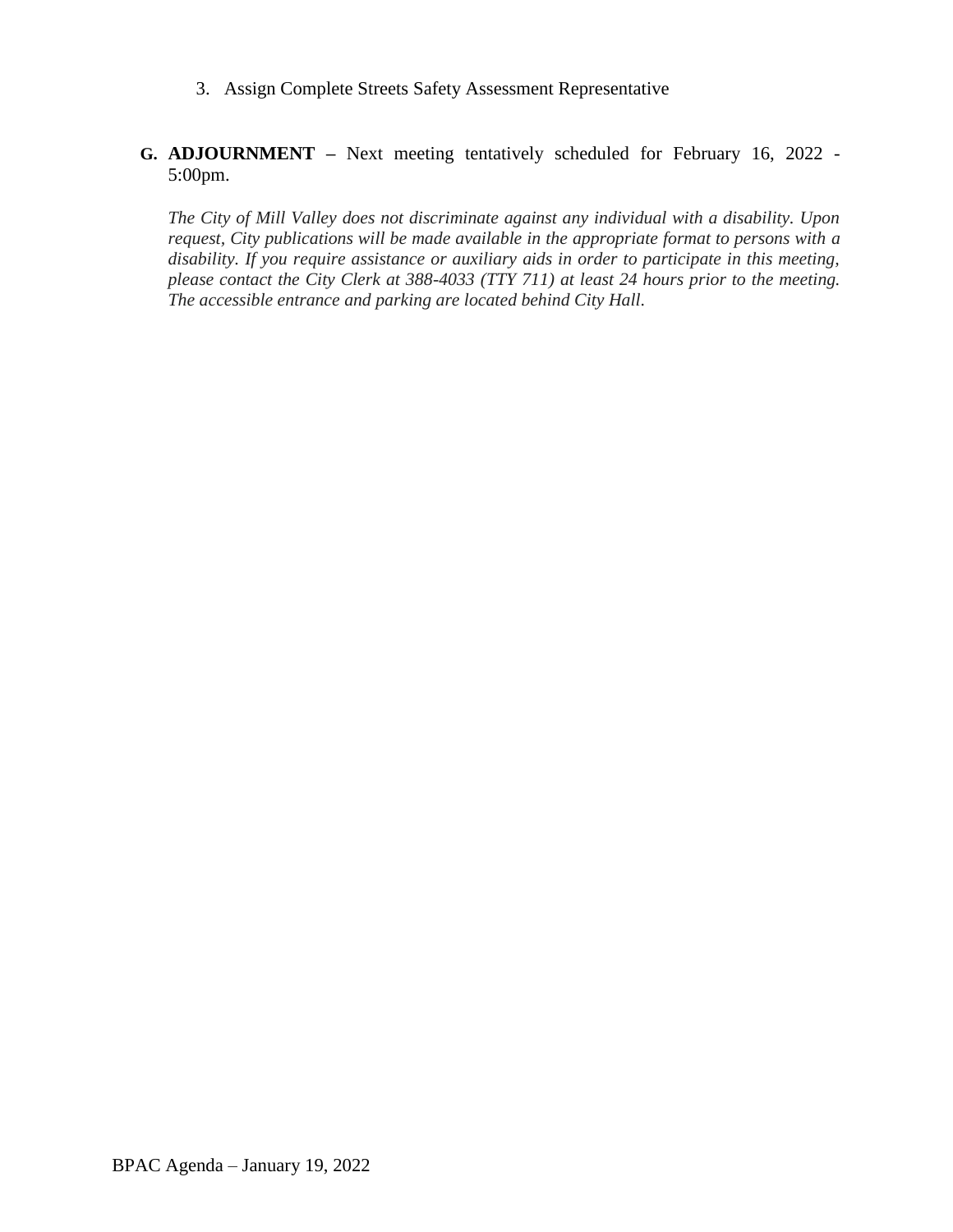3. Assign Complete Streets Safety Assessment Representative

**G. ADJOURNMENT** – Next meeting tentatively scheduled for February 16, 2022 - 5:00pm.

*The City of Mill Valley does not discriminate against any individual with a disability. Upon request, City publications will be made available in the appropriate format to persons with a disability. If you require assistance or auxiliary aids in order to participate in this meeting, please contact the City Clerk at 388-4033 (TTY 711) at least 24 hours prior to the meeting. The accessible entrance and parking are located behind City Hall.*